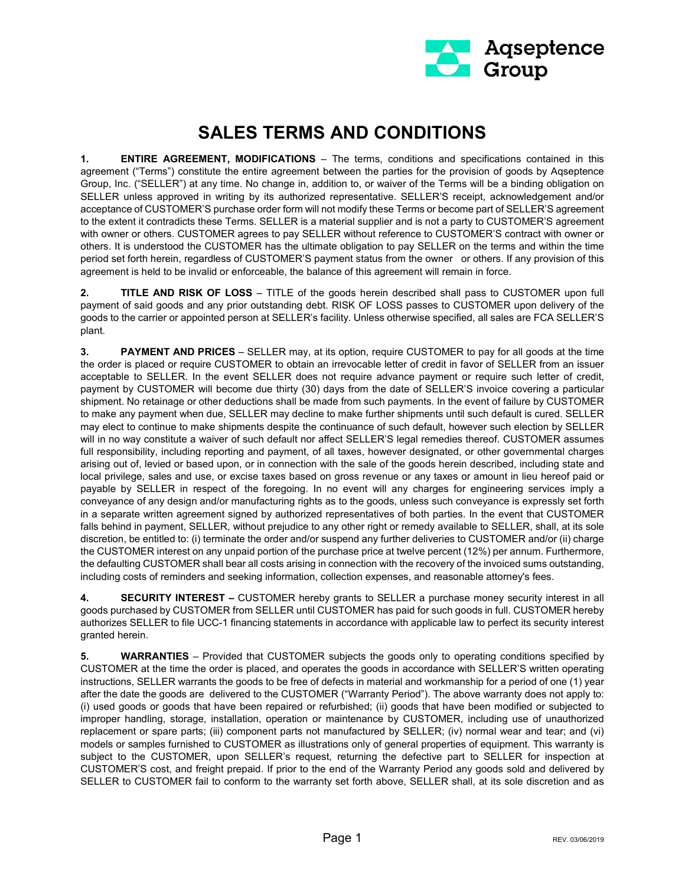# SALES TERMS AND CONDITIONS

**1. ENTIRE AGREEMENT, MODIFICATIONS** – The terms, conditions and specifications contained in this agreement ("Terms") constitute the entire agreement between the parties for the provision of goods by Aqseptence Group, Inc. ("SELLER") at any time. No change in, addition to, or waiver of the Terms will be a binding obligation on SELLER unless approved in writing by its authorized representative. SELLER'S receipt, acknowledgement and/or acceptance of CUSTOMER'S purchase order form will not modify these Terms or become part of SELLER'S agreement to the extent it contradicts these Terms. SELLER is a material supplier and is not a party to CUSTOMER'S agreement with owner or others. CUSTOMER agrees to pay SELLER without reference to CUSTOMER'S contract with owner or others. It is understood the CUSTOMER has the ultimate obligation to pay SELLER on the terms and within the time period set forth herein, regardless of CUSTOMER'S payment status from the owner or others. If any provision of this agreement is held to be invalid or enforceable, the balance of this agreement will remain in force.

**2. TITLE AND RISK OF LOSS** – TITLE of the goods herein described shall pass to CUSTOMER upon full payment of said goods and any prior outstanding debt. RISK OF LOSS passes to CUSTOMER upon delivery of the goods to the carrier or appointed person at SELLER's facility. Unless otherwise specified, all sales are FCA SELLER'S plant.

**3. PAYMENT AND PRICES** – SELLER may, at its option, require CUSTOMER to pay for all goods at the time the order is placed or require CUSTOMER to obtain an irrevocable letter of credit in favor of SELLER from an issuer acceptable to SELLER. In the event SELLER does not require advance payment or require such letter of credit, payment by CUSTOMER will become due thirty (30) days from the date of SELLER'S invoice covering a particular shipment. No retainage or other deductions shall be made from such payments. In the event of failure by CUSTOMER to make any payment when due, SELLER may decline to make further shipments until such default is cured. SELLER may elect to continue to make shipments despite the continuance of such default, however such election by SELLER will in no way constitute a waiver of such default nor affect SELLER'S legal remedies thereof. CUSTOMER assumes full responsibility, including reporting and payment, of all taxes, however designated, or other governmental charges arising out of, levied or based upon, or in connection with the sale of the goods herein described, including state and local privilege, sales and use, or excise taxes based on gross revenue or any taxes or amount in lieu hereof paid or payable by SELLER in respect of the foregoing. In no event will any charges for engineering services imply a conveyance of any design and/or manufacturing rights as to the goods, unless such conveyance is expressly set forth in a separate written agreement signed by authorized representatives of both parties. In the event that CUSTOMER falls behind in payment, SELLER, without prejudice to any other right or remedy available to SELLER, shall, at its sole discretion, be entitled to: (i) terminate the order and/or suspend any further deliveries to CUSTOMER and/or (ii) charge the CUSTOMER interest on any unpaid portion of the purchase price at twelve percent (12%) per annum. Furthermore, the defaulting CUSTOMER shall bear all costs arising in connection with the recovery of the invoiced sums outstanding, including costs of reminders and seeking information, collection expenses, and reasonable attorney's fees.

**4. SECURITY INTEREST –** CUSTOMER hereby grants to SELLER a purchase money security interest in all goods purchased by CUSTOMER from SELLER until CUSTOMER has paid for such goods in full. CUSTOMER hereby authorizes SELLER to file UCC-1 financing statements in accordance with applicable law to perfect its security interest granted herein.

**5. WARRANTIES** – Provided that CUSTOMER subjects the goods only to operating conditions specified by CUSTOMER at the time the order is placed, and operates the goods in accordance with SELLER'S written operating instructions, SELLER warrants the goods to be free of defects in material and workmanship for a period of one (1) year after the date the goods are delivered to the CUSTOMER ("Warranty Period"). The above warranty does not apply to: (i) used goods or goods that have been repaired or refurbished; (ii) goods that have been modified or subjected to improper handling, storage, installation, operation or maintenance by CUSTOMER, including use of unauthorized replacement or spare parts; (iii) component parts not manufactured by SELLER; (iv) normal wear and tear; and (vi) models or samples furnished to CUSTOMER as illustrations only of general properties of equipment. This warranty is subject to the CUSTOMER, upon SELLER's request, returning the defective part to SELLER for inspection at CUSTOMER'S cost, and freight prepaid. If prior to the end of the Warranty Period any goods sold and delivered by SELLER to CUSTOMER fail to conform to the warranty set forth above, SELLER shall, at its sole discretion and as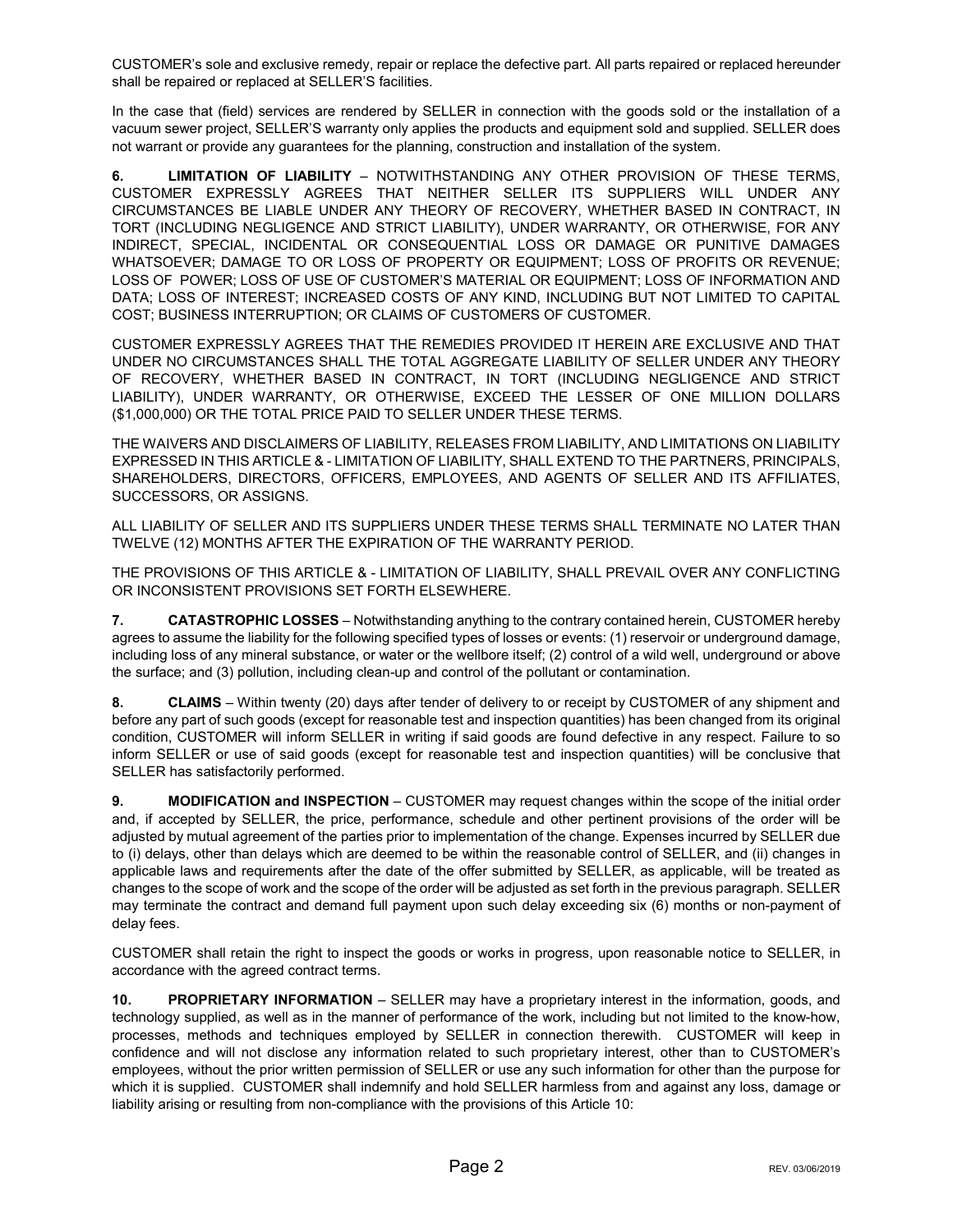CUSTOMER's sole and exclusive remedy, repair or replace the defective part. All parts repaired or replaced hereunder shall be repaired or replaced at SELLER'S facilities.

In the case that (field) services are rendered by SELLER in connection with the goods sold or the installation of a vacuum sewer project, SELLER'S warranty only applies the products and equipment sold and supplied. SELLER does not warrant or provide any guarantees for the planning, construction and installation of the system.

**6. LIMITATION OF LIABILITY** – NOTWITHSTANDING ANY OTHER PROVISION OF THESE TERMS, CUSTOMER EXPRESSLY AGREES THAT NEITHER SELLER ITS SUPPLIERS WILL UNDER ANY CIRCUMSTANCES BE LIABLE UNDER ANY THEORY OF RECOVERY, WHETHER BASED IN CONTRACT, IN TORT (INCLUDING NEGLIGENCE AND STRICT LIABILITY), UNDER WARRANTY, OR OTHERWISE, FOR ANY INDIRECT, SPECIAL, INCIDENTAL OR CONSEQUENTIAL LOSS OR DAMAGE OR PUNITIVE DAMAGES WHATSOEVER; DAMAGE TO OR LOSS OF PROPERTY OR EQUIPMENT; LOSS OF PROFITS OR REVENUE; LOSS OF POWER; LOSS OF USE OF CUSTOMER'S MATERIAL OR EQUIPMENT; LOSS OF INFORMATION AND DATA; LOSS OF INTEREST; INCREASED COSTS OF ANY KIND, INCLUDING BUT NOT LIMITED TO CAPITAL COST; BUSINESS INTERRUPTION; OR CLAIMS OF CUSTOMERS OF CUSTOMER.

CUSTOMER EXPRESSLY AGREES THAT THE REMEDIES PROVIDED IT HEREIN ARE EXCLUSIVE AND THAT UNDER NO CIRCUMSTANCES SHALL THE TOTAL AGGREGATE LIABILITY OF SELLER UNDER ANY THEORY OF RECOVERY, WHETHER BASED IN CONTRACT, IN TORT (INCLUDING NEGLIGENCE AND STRICT LIABILITY), UNDER WARRANTY, OR OTHERWISE, EXCEED THE LESSER OF ONE MILLION DOLLARS ($1,000,000) OR THE TOTAL PRICE PAID TO SELLER UNDER THESE TERMS.

THE WAIVERS AND DISCLAIMERS OF LIABILITY, RELEASES FROM LIABILITY, AND LIMITATIONS ON LIABILITY EXPRESSED IN THIS ARTICLE & - LIMITATION OF LIABILITY, SHALL EXTEND TO THE PARTNERS, PRINCIPALS, SHAREHOLDERS, DIRECTORS, OFFICERS, EMPLOYEES, AND AGENTS OF SELLER AND ITS AFFILIATES, SUCCESSORS, OR ASSIGNS.

ALL LIABILITY OF SELLER AND ITS SUPPLIERS UNDER THESE TERMS SHALL TERMINATE NO LATER THAN TWELVE (12) MONTHS AFTER THE EXPIRATION OF THE WARRANTY PERIOD.

THE PROVISIONS OF THIS ARTICLE & - LIMITATION OF LIABILITY, SHALL PREVAIL OVER ANY CONFLICTING OR INCONSISTENT PROVISIONS SET FORTH ELSEWHERE.

**7. CATASTROPHIC LOSSES** – Notwithstanding anything to the contrary contained herein, CUSTOMER hereby agrees to assume the liability for the following specified types of losses or events: (1) reservoir or underground damage, including loss of any mineral substance, or water or the wellbore itself; (2) control of a wild well, underground or above the surface; and (3) pollution, including clean-up and control of the pollutant or contamination.

**8. CLAIMS** – Within twenty (20) days after tender of delivery to or receipt by CUSTOMER of any shipment and before any part of such goods (except for reasonable test and inspection quantities) has been changed from its original condition, CUSTOMER will inform SELLER in writing if said goods are found defective in any respect. Failure to so inform SELLER or use of said goods (except for reasonable test and inspection quantities) will be conclusive that SELLER has satisfactorily performed.

**9. MODIFICATION and INSPECTION** – CUSTOMER may request changes within the scope of the initial order and, if accepted by SELLER, the price, performance, schedule and other pertinent provisions of the order will be adjusted by mutual agreement of the parties prior to implementation of the change. Expenses incurred by SELLER due to (i) delays, other than delays which are deemed to be within the reasonable control of SELLER, and (ii) changes in applicable laws and requirements after the date of the offer submitted by SELLER, as applicable, will be treated as changes to the scope of work and the scope of the order will be adjusted as set forth in the previous paragraph. SELLER may terminate the contract and demand full payment upon such delay exceeding six (6) months or non-payment of delay fees.

CUSTOMER shall retain the right to inspect the goods or works in progress, upon reasonable notice to SELLER, in accordance with the agreed contract terms.

**10. PROPRIETARY INFORMATION** – SELLER may have a proprietary interest in the information, goods, and technology supplied, as well as in the manner of performance of the work, including but not limited to the know-how, processes, methods and techniques employed by SELLER in connection therewith. CUSTOMER will keep in confidence and will not disclose any information related to such proprietary interest, other than to CUSTOMER's employees, without the prior written permission of SELLER or use any such information for other than the purpose for which it is supplied. CUSTOMER shall indemnify and hold SELLER harmless from and against any loss, damage or liability arising or resulting from non-compliance with the provisions of this Article 10: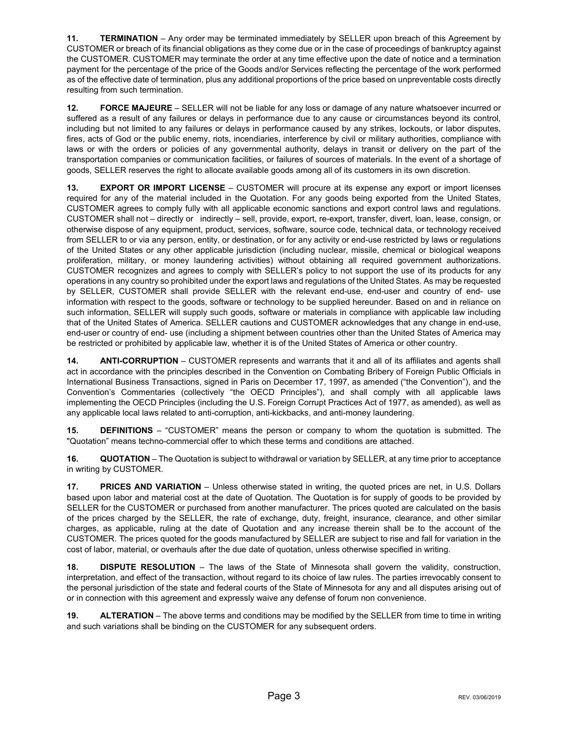**11. TERMINATION** – Any order may be terminated immediately by SELLER upon breach of this Agreement by CUSTOMER or breach of its financial obligations as they come due or in the case of proceedings of bankruptcy against the CUSTOMER. CUSTOMER may terminate the order at any time effective upon the date of notice and a termination payment for the percentage of the price of the Goods and/or Services reflecting the percentage of the work performed as of the effective date of termination, plus any additional proportions of the price based on unpreventable costs directly resulting from such termination.

**12. FORCE MAJEURE** – SELLER will not be liable for any loss or damage of any nature whatsoever incurred or suffered as a result of any failures or delays in performance due to any cause or circumstances beyond its control, including but not limited to any failures or delays in performance caused by any strikes, lockouts, or labor disputes, fires, acts of God or the public enemy, riots, incendiaries, interference by civil or military authorities, compliance with laws or with the orders or policies of any governmental authority, delays in transit or delivery on the part of the transportation companies or communication facilities, or failures of sources of materials. In the event of a shortage of goods, SELLER reserves the right to allocate available goods among all of its customers in its own discretion.

**13. EXPORT OR IMPORT LICENSE** – CUSTOMER will procure at its expense any export or import licenses required for any of the material included in the Quotation. For any goods being exported from the United States, CUSTOMER agrees to comply fully with all applicable economic sanctions and export control laws and regulations. CUSTOMER shall not – directly or indirectly – sell, provide, export, re-export, transfer, divert, loan, lease, consign, or otherwise dispose of any equipment, product, services, software, source code, technical data, or technology received from SELLER to or via any person, entity, or destination, or for any activity or end-use restricted by laws or regulations of the United States or any other applicable jurisdiction (including nuclear, missile, chemical or biological weapons proliferation, military, or money laundering activities) without obtaining all required government authorizations. CUSTOMER recognizes and agrees to comply with SELLER's policy to not support the use of its products for any operations in any country so prohibited under the export laws and regulations of the United States. As may be requested by SELLER, CUSTOMER shall provide SELLER with the relevant end-use, end-user and country of end- use information with respect to the goods, software or technology to be supplied hereunder. Based on and in reliance on such information, SELLER will supply such goods, software or materials in compliance with applicable law including that of the United States of America. SELLER cautions and CUSTOMER acknowledges that any change in end-use, end-user or country of end- use (including a shipment between countries other than the United States of America may be restricted or prohibited by applicable law, whether it is of the United States of America or other country.

**14. ANTI-CORRUPTION** – CUSTOMER represents and warrants that it and all of its affiliates and agents shall act in accordance with the principles described in the Convention on Combating Bribery of Foreign Public Officials in International Business Transactions, signed in Paris on December 17, 1997, as amended ("the Convention"), and the Convention's Commentaries (collectively "the OECD Principles"), and shall comply with all applicable laws implementing the OECD Principles (including the U.S. Foreign Corrupt Practices Act of 1977, as amended), as well as any applicable local laws related to anti-corruption, anti-kickbacks, and anti-money laundering.

**15. DEFINITIONS** – "CUSTOMER" means the person or company to whom the quotation is submitted. The "Quotation" means techno-commercial offer to which these terms and conditions are attached.

**16. QUOTATION** – The Quotation is subject to withdrawal or variation by SELLER, at any time prior to acceptance in writing by CUSTOMER.

**17. PRICES AND VARIATION** – Unless otherwise stated in writing, the quoted prices are net, in U.S. Dollars based upon labor and material cost at the date of Quotation. The Quotation is for supply of goods to be provided by SELLER for the CUSTOMER or purchased from another manufacturer. The prices quoted are calculated on the basis of the prices charged by the SELLER, the rate of exchange, duty, freight, insurance, clearance, and other similar charges, as applicable, ruling at the date of Quotation and any increase therein shall be to the account of the CUSTOMER. The prices quoted for the goods manufactured by SELLER are subject to rise and fall for variation in the cost of labor, material, or overhauls after the due date of quotation, unless otherwise specified in writing.

**18. DISPUTE RESOLUTION** – The laws of the State of Minnesota shall govern the validity, construction, interpretation, and effect of the transaction, without regard to its choice of law rules. The parties irrevocably consent to the personal jurisdiction of the state and federal courts of the State of Minnesota for any and all disputes arising out of or in connection with this agreement and expressly waive any defense of forum non convenience.

**19. ALTERATION** – The above terms and conditions may be modified by the SELLER from time to time in writing and such variations shall be binding on the CUSTOMER for any subsequent orders.

REV. 03/06/2019